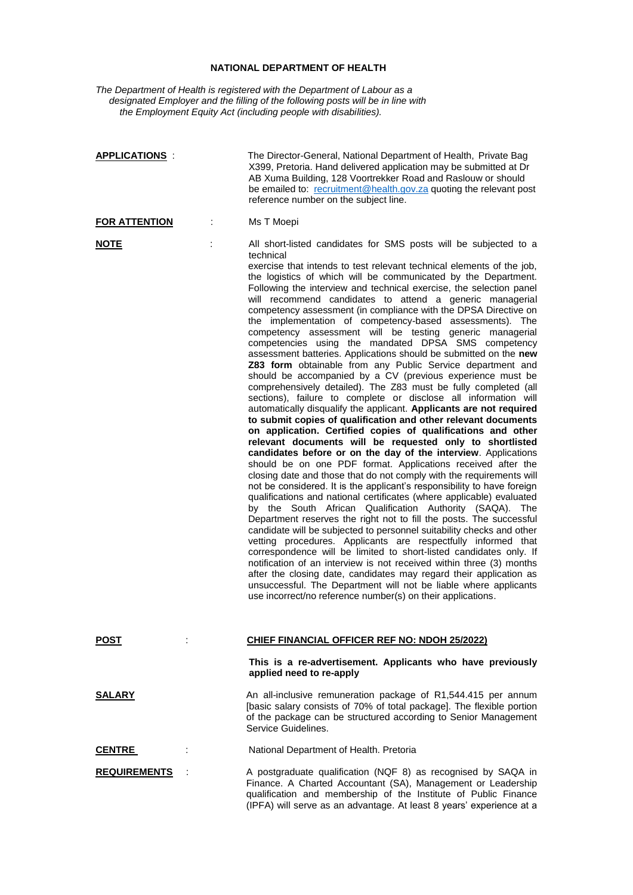# NATIONAL DEPARTMENT OF HEALTH

*The Department of Health is registered with the Department of Labour as a designated Employer and the filling of the following posts will be in line with the Employment Equity Act (including people with disabilities).*

**APPLICATIONS** : The Director-General, National Department of Health, Private Bag X399, Pretoria. Hand delivered application may be submitted at Dr AB Xuma Building, 128 Voortrekker Road and Raslouw or should be emailed to: recruitment@health.gov.za quoting the relevant post reference number on the subject line.

**FOR ATTENTION** : Ms T Moepi

**NOTE** : All short-listed candidates for SMS posts will be subjected to a technical exercise that intends to test relevant technical elements of the job, the logistics of which will be communicated by the Department. Following the interview and technical exercise, the selection panel will recommend candidates to attend a generic managerial competency assessment (in compliance with the DPSA Directive on the implementation of competency-based assessments). The competency assessment will be testing generic managerial competencies using the mandated DPSA SMS competency assessment batteries. Applications should be submitted on the **new Z83 form** obtainable from any Public Service department and should be accompanied by a CV (previous experience must be comprehensively detailed). The Z83 must be fully completed (all sections), failure to complete or disclose all information will automatically disqualify the applicant. **Applicants are not required to submit copies of qualification and other relevant documents on application. Certified copies of qualifications and other relevant documents will be requested only to shortlisted candidates before or on the day of the interview**. Applications should be on one PDF format. Applications received after the closing date and those that do not comply with the requirements will not be considered. It is the applicant's responsibility to have foreign qualifications and national certificates (where applicable) evaluated by the South African Qualification Authority (SAQA). The Department reserves the right not to fill the posts. The successful candidate will be subjected to personnel suitability checks and other vetting procedures. Applicants are respectfully informed that correspondence will be limited to short-listed candidates only. If notification of an interview is not received within three (3) months after the closing date, candidates may regard their application as unsuccessful. The Department will not be liable where applicants use incorrect/no reference number(s) on their applications.

**POST** : **CHIEF FINANCIAL OFFICER REF NO: NDOH 25/2022)**

**This is a re-advertisement. Applicants who have previously applied need to re-apply**

**SALARY** : An all-inclusive remuneration package of R1,544.415 per annum [basic salary consists of 70% of total package]. The flexible portion of the package can be structured according to Senior Management Service Guidelines.

**CENTRE** : National Department of Health. Pretoria

**REQUIREMENTS** : A postgraduate qualification (NQF 8) as recognised by SAQA in Finance. A Charted Accountant (SA), Management or Leadership qualification and membership of the Institute of Public Finance (IPFA) will serve as an advantage. At least 8 years' experience at a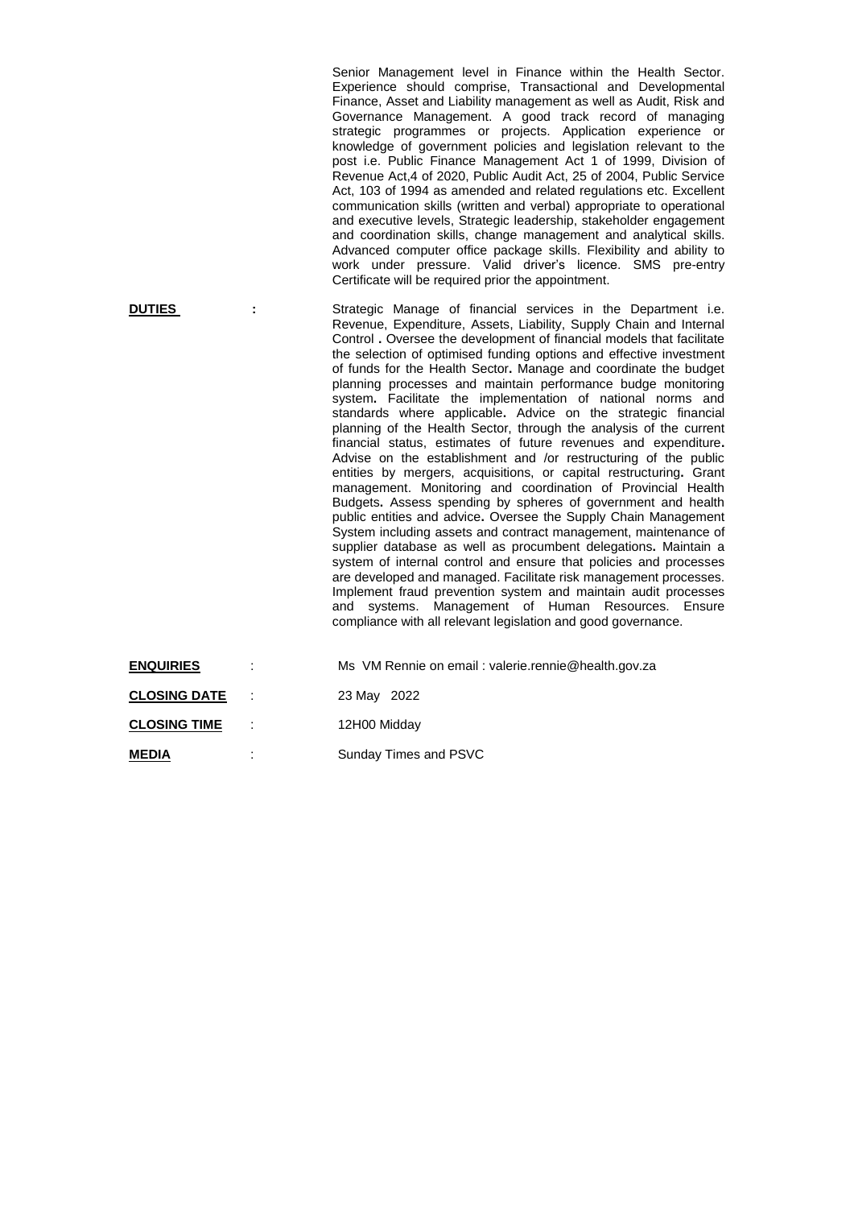Senior Management level in Finance within the Health Sector. Experience should comprise, Transactional and Developmental Finance, Asset and Liability management as well as Audit, Risk and Governance Management. A good track record of managing strategic programmes or projects. Application experience or knowledge of government policies and legislation relevant to the post i.e. Public Finance Management Act 1 of 1999, Division of Revenue Act,4 of 2020, Public Audit Act, 25 of 2004, Public Service Act, 103 of 1994 as amended and related regulations etc. Excellent communication skills (written and verbal) appropriate to operational and executive levels, Strategic leadership, stakeholder engagement and coordination skills, change management and analytical skills. Advanced computer office package skills. Flexibility and ability to work under pressure. Valid driver's licence. SMS pre-entry Certificate will be required prior the appointment.

**DUTIES** : Strategic Manage of financial services in the Department i.e. Revenue, Expenditure, Assets, Liability, Supply Chain and Internal Control **.** Oversee the development of financial models that facilitate the selection of optimised funding options and effective investment of funds for the Health Sector**.** Manage and coordinate the budget planning processes and maintain performance budge monitoring system**.** Facilitate the implementation of national norms and standards where applicable**.** Advice on the strategic financial planning of the Health Sector, through the analysis of the current financial status, estimates of future revenues and expenditure**.** Advise on the establishment and /or restructuring of the public entities by mergers, acquisitions, or capital restructuring**.** Grant management. Monitoring and coordination of Provincial Health Budgets**.** Assess spending by spheres of government and health public entities and advice**.** Oversee the Supply Chain Management System including assets and contract management, maintenance of supplier database as well as procumbent delegations**.** Maintain a system of internal control and ensure that policies and processes are developed and managed. Facilitate risk management processes. Implement fraud prevention system and maintain audit processes and systems. Management of Human Resources. Ensure compliance with all relevant legislation and good governance.

**ENQUIRIES** : Ms VM Rennie on email : valerie.rennie@health.gov.za

**CLOSING DATE** : 23 May 2022

**CLOSING TIME** : 12H00 Midday

**MEDIA** : Sunday Times and PSVC